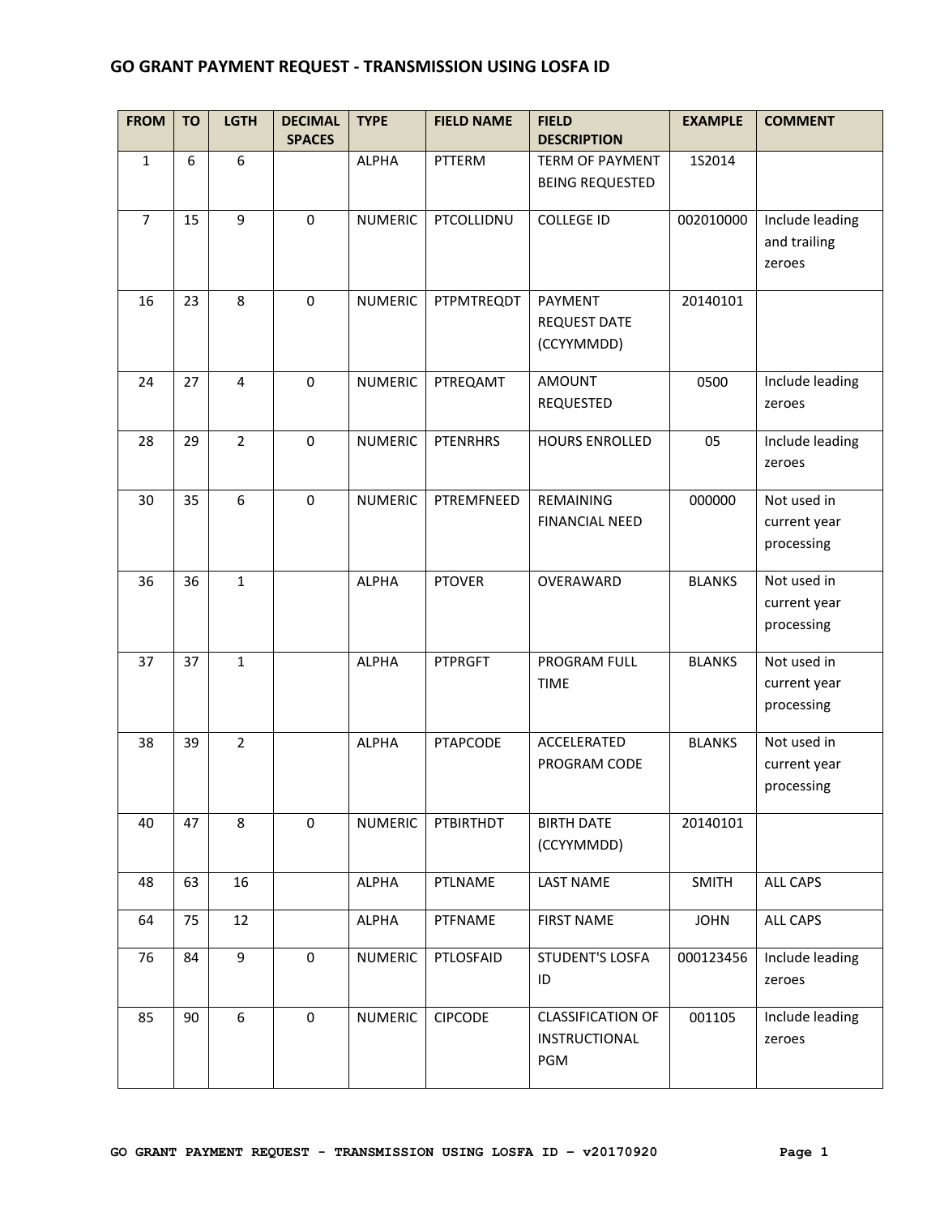# GO GRANT PAYMENT REQUEST - TRANSMISSION USING LOSFA ID

| FROM | TO | LGTH | DECIMAL SPACES | TYPE | FIELD NAME | FIELD DESCRIPTION | EXAMPLE | COMMENT |
|---|---|---|---|---|---|---|---|---|
| 1 | 6 | 6 | | ALPHA | PTTERM | TERM OF PAYMENT BEING REQUESTED | 1S2014 | |
| 7 | 15 | 9 | 0 | NUMERIC | PTCOLLIDNU | COLLEGE ID | 002010000 | Include leading and trailing zeroes |
| 16 | 23 | 8 | 0 | NUMERIC | PTPMTREQDT | PAYMENT REQUEST DATE (CCYYMMDD) | 20140101 | |
| 24 | 27 | 4 | 0 | NUMERIC | PTREQAMT | AMOUNT REQUESTED | 0500 | Include leading zeroes |
| 28 | 29 | 2 | 0 | NUMERIC | PTENRHRS | HOURS ENROLLED | 05 | Include leading zeroes |
| 30 | 35 | 6 | 0 | NUMERIC | PTREMFNEED | REMAINING FINANCIAL NEED | 000000 | Not used in current year processing |
| 36 | 36 | 1 | | ALPHA | PTOVER | OVERAWARD | BLANKS | Not used in current year processing |
| 37 | 37 | 1 | | ALPHA | PTPRGFT | PROGRAM FULL TIME | BLANKS | Not used in current year processing |
| 38 | 39 | 2 | | ALPHA | PTAPCODE | ACCELERATED PROGRAM CODE | BLANKS | Not used in current year processing |
| 40 | 47 | 8 | 0 | NUMERIC | PTBIRTHDT | BIRTH DATE (CCYYMMDD) | 20140101 | |
| 48 | 63 | 16 | | ALPHA | PTLNAME | LAST NAME | SMITH | ALL CAPS |
| 64 | 75 | 12 | | ALPHA | PTFNAME | FIRST NAME | JOHN | ALL CAPS |
| 76 | 84 | 9 | 0 | NUMERIC | PTLOSFAID | STUDENT'S LOSFA ID | 000123456 | Include leading zeroes |
| 85 | 90 | 6 | 0 | NUMERIC | CIPCODE | CLASSIFICATION OF INSTRUCTIONAL PGM | 001105 | Include leading zeroes |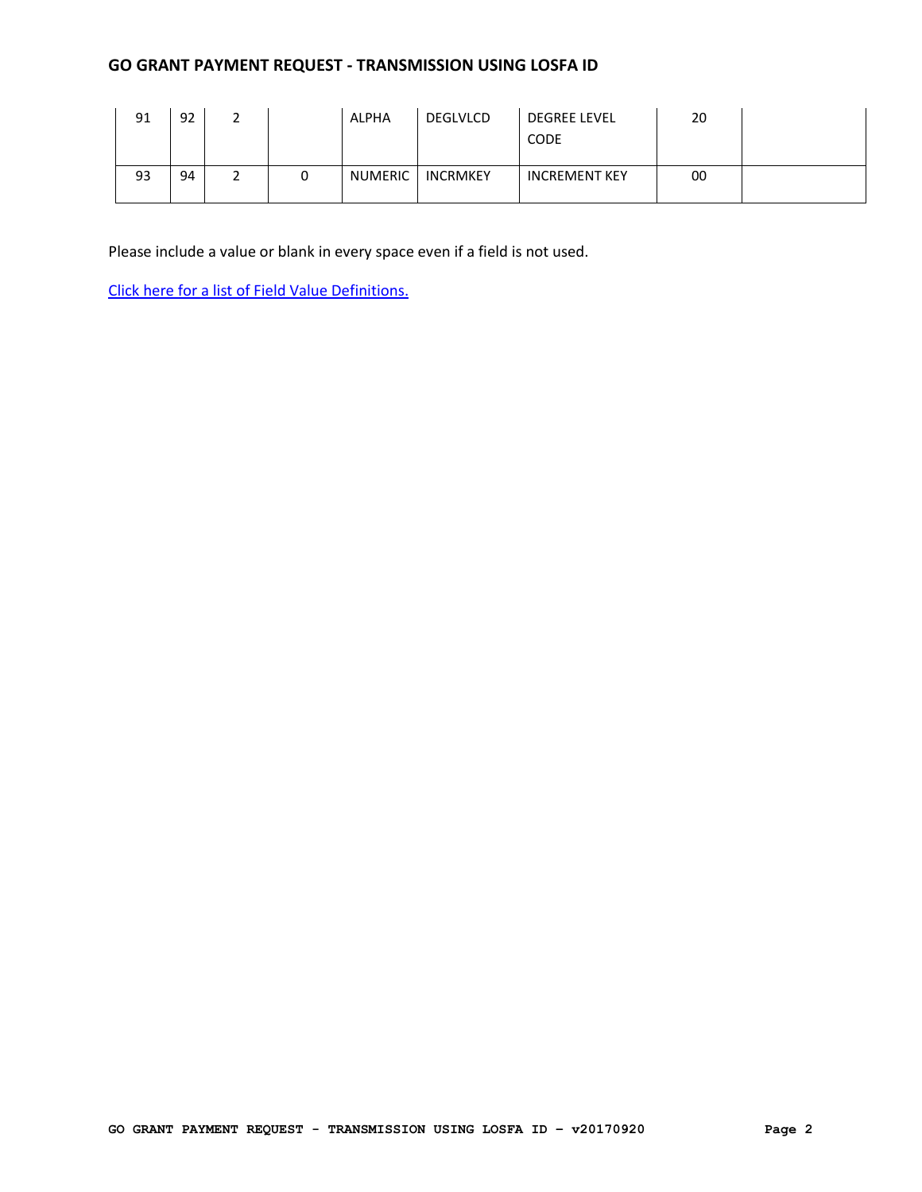| | | | | | | | | |
|---|---|---|---|---|---|---|---|---|
| 91 | 92 | 2 | | ALPHA | DEGLVLCD | DEGREE LEVEL CODE | 20 | |
| 93 | 94 | 2 | 0 | NUMERIC | INCRMKEY | INCREMENT KEY | 00 | |

Please include a value or blank in every space even if a field is not used.

[Click here for a list of Field Value Definitions.]